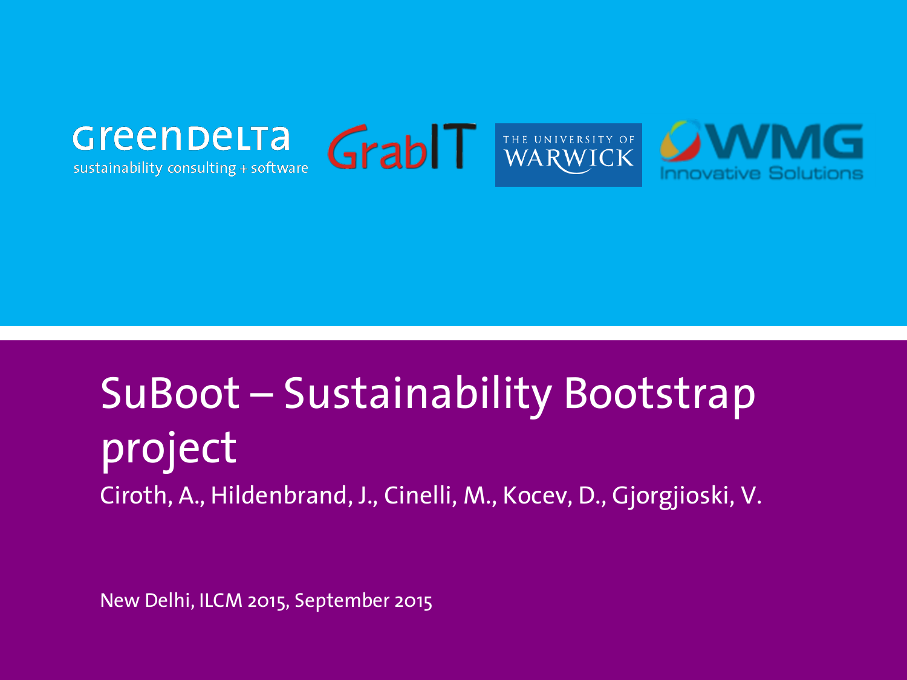GreenDelta
sustainability consulting + software

GrabIT

THE UNIVERSITY OF WARWICK

WMG
Innovative Solutions

# SuBoot – Sustainability Bootstrap project

Ciroth, A., Hildenbrand, J., Cinelli, M., Kocev, D., Gjorgjioski, V.

New Delhi, ILCM 2015, September 2015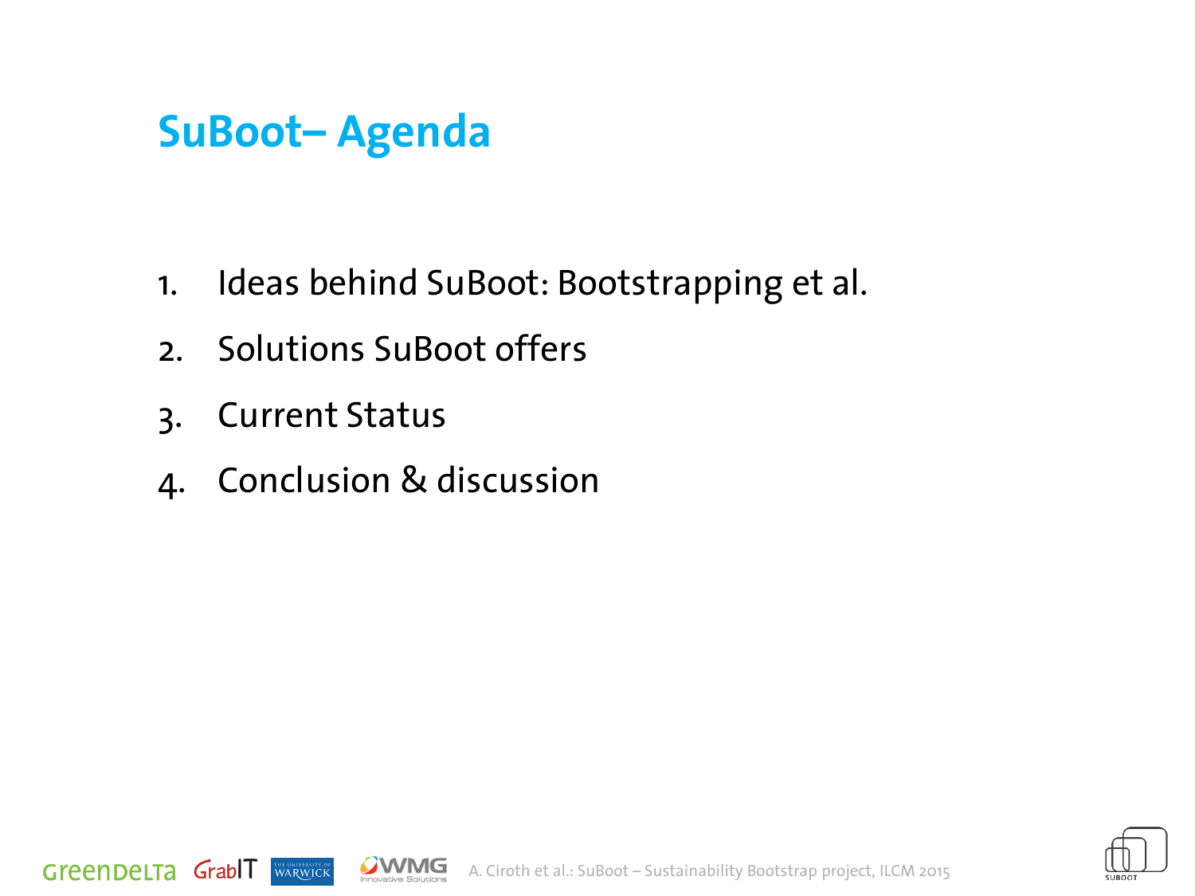# SuBoot– Agenda

1. Ideas behind SuBoot: Bootstrapping et al.
2. Solutions SuBoot offers
3. Current Status
4. Conclusion & discussion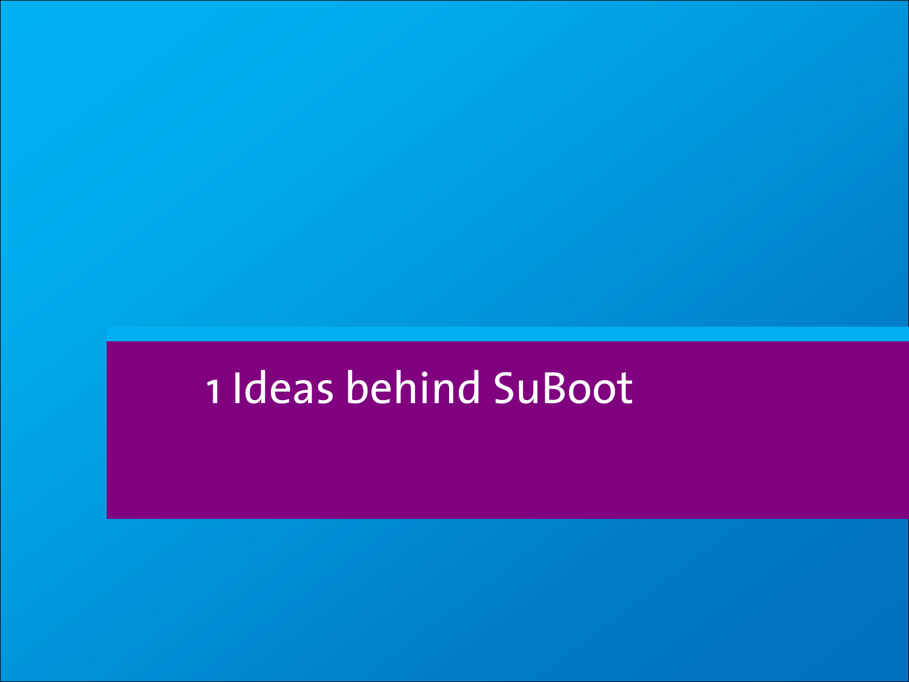# 1 Ideas behind SuBoot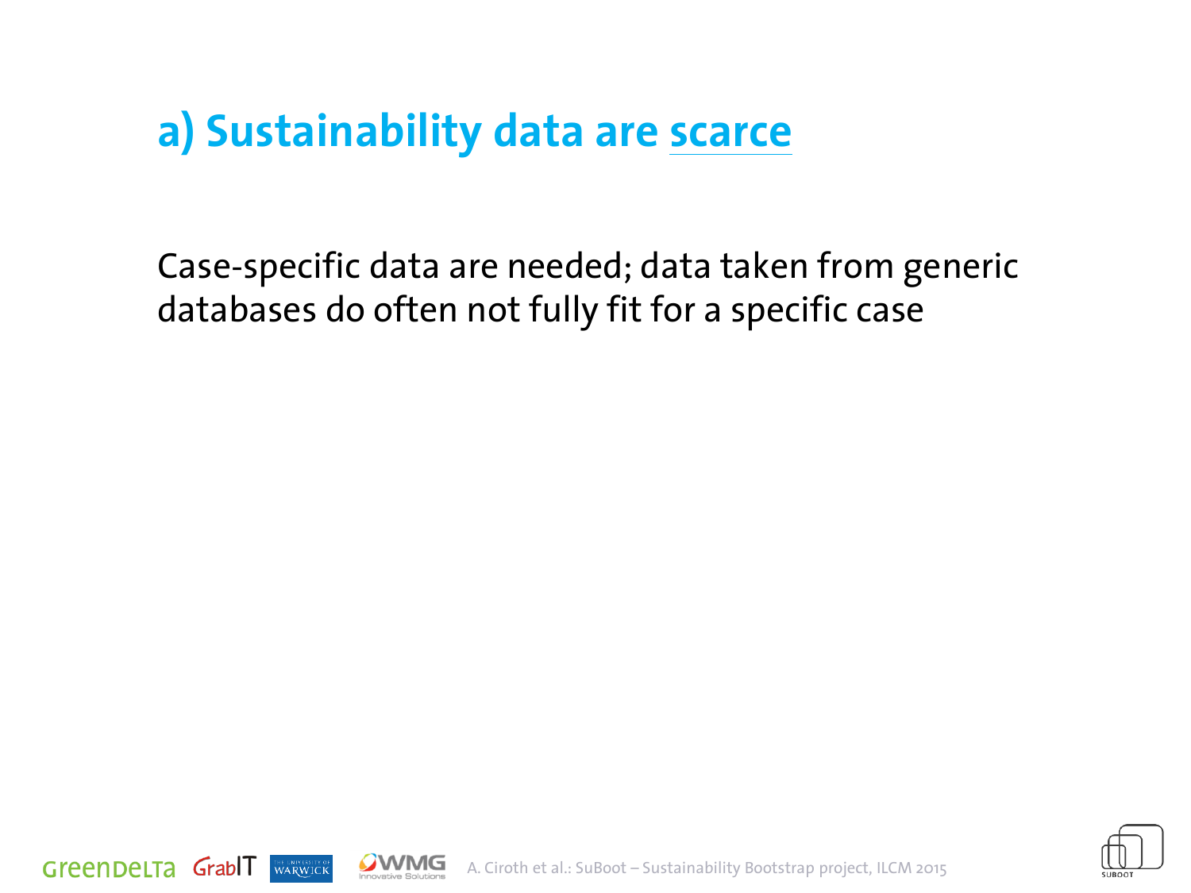## a) Sustainability data are scarce

Case-specific data are needed; data taken from generic databases do often not fully fit for a specific case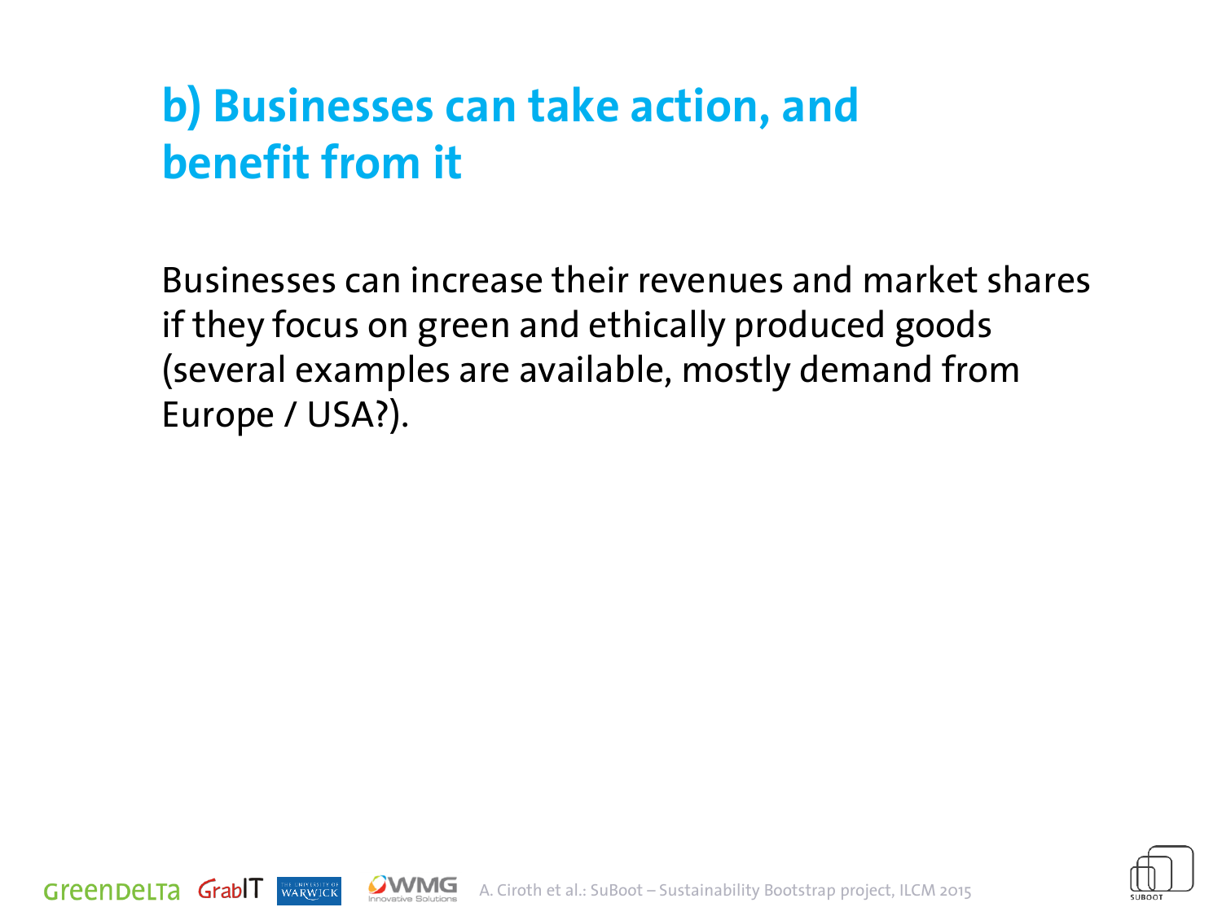## b) Businesses can take action, and benefit from it

Businesses can increase their revenues and market shares if they focus on green and ethically produced goods (several examples are available, mostly demand from Europe / USA?).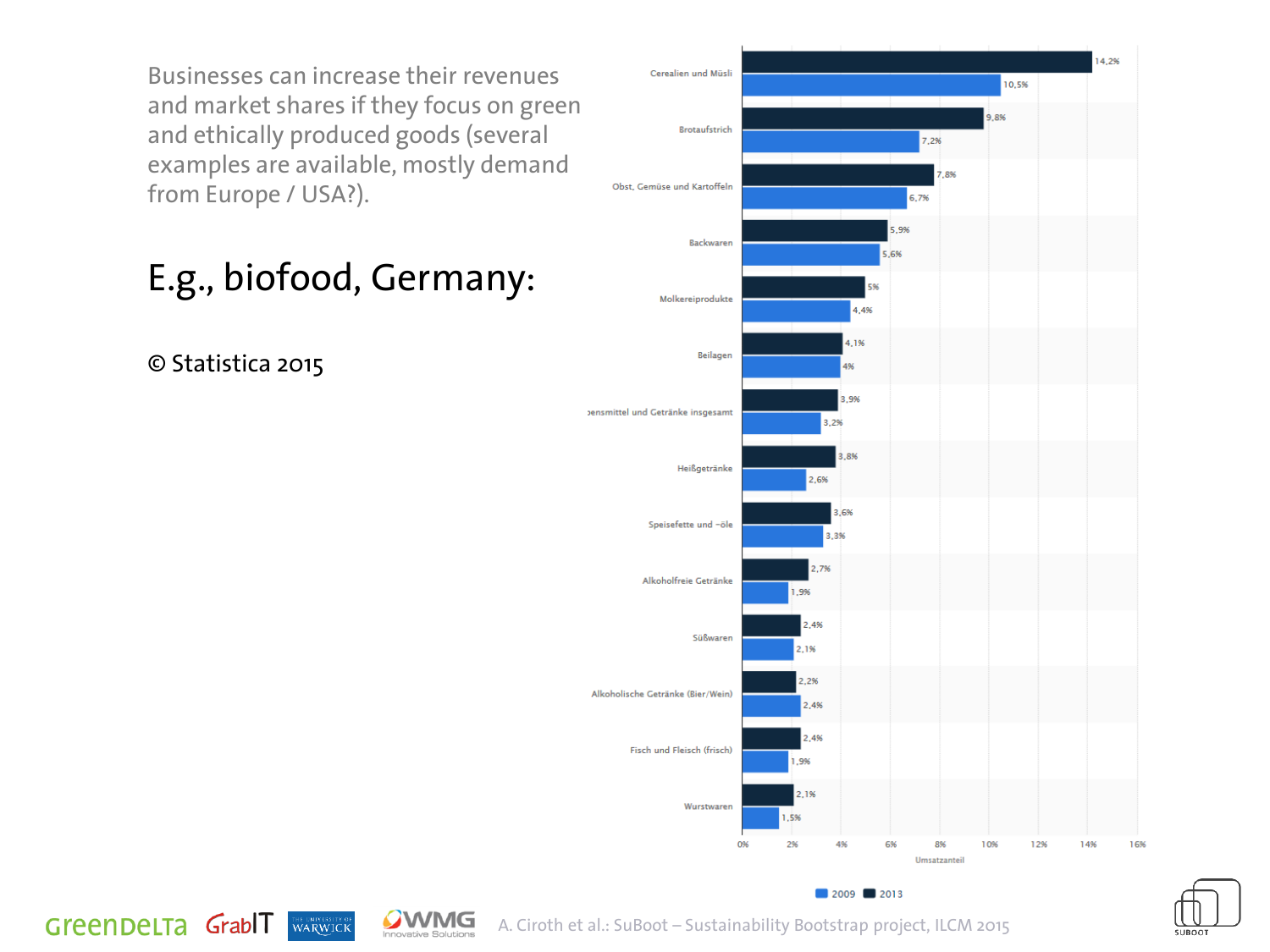Businesses can increase their revenues and market shares if they focus on green and ethically produced goods (several examples are available, mostly demand from Europe / USA?).

## E.g., biofood, Germany:

© Statistica 2015

| Kategorie | 2013 | 2009 |
|---|---|---|
| Cerealien und Müsli | 14,2% | 10,5% |
| Brotaufstrich | 9,8% | 7,2% |
| Obst, Gemüse und Kartoffeln | 7,8% | 6,7% |
| Backwaren | 5,9% | 5,6% |
| Molkereiprodukte | 5% | 4,4% |
| Beilagen | 4,1% | 4% |
| ...ensmittel und Getränke insgesamt | 3,9% | 3,2% |
| Heißgetränke | 3,8% | 2,6% |
| Speisefette und -öle | 3,6% | 3,3% |
| Alkoholfreie Getränke | 2,7% | 1,9% |
| Süßwaren | 2,4% | 2,1% |
| Alkoholische Getränke (Bier/Wein) | 2,2% | 2,4% |
| Fisch und Fleisch (frisch) | 2,4% | 1,9% |
| Wurstwaren | 2,1% | 1,5% |

Umsatzanteil

A. Ciroth et al.: SuBoot – Sustainability Bootstrap project, ILCM 2015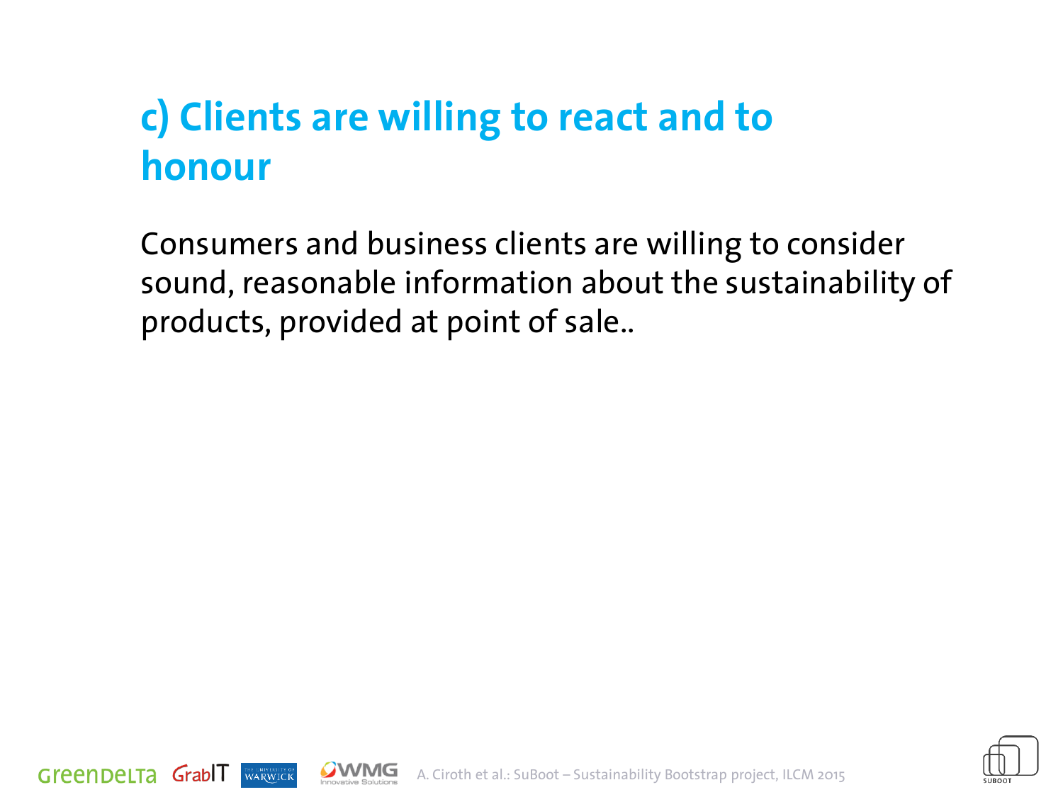## c) Clients are willing to react and to honour

Consumers and business clients are willing to consider sound, reasonable information about the sustainability of products, provided at point of sale..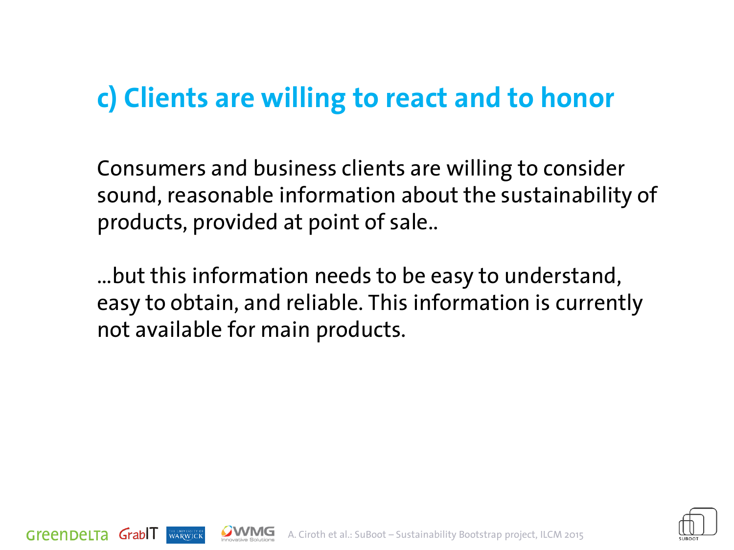## c) Clients are willing to react and to honor

Consumers and business clients are willing to consider sound, reasonable information about the sustainability of products, provided at point of sale..

...but this information needs to be easy to understand, easy to obtain, and reliable. This information is currently not available for main products.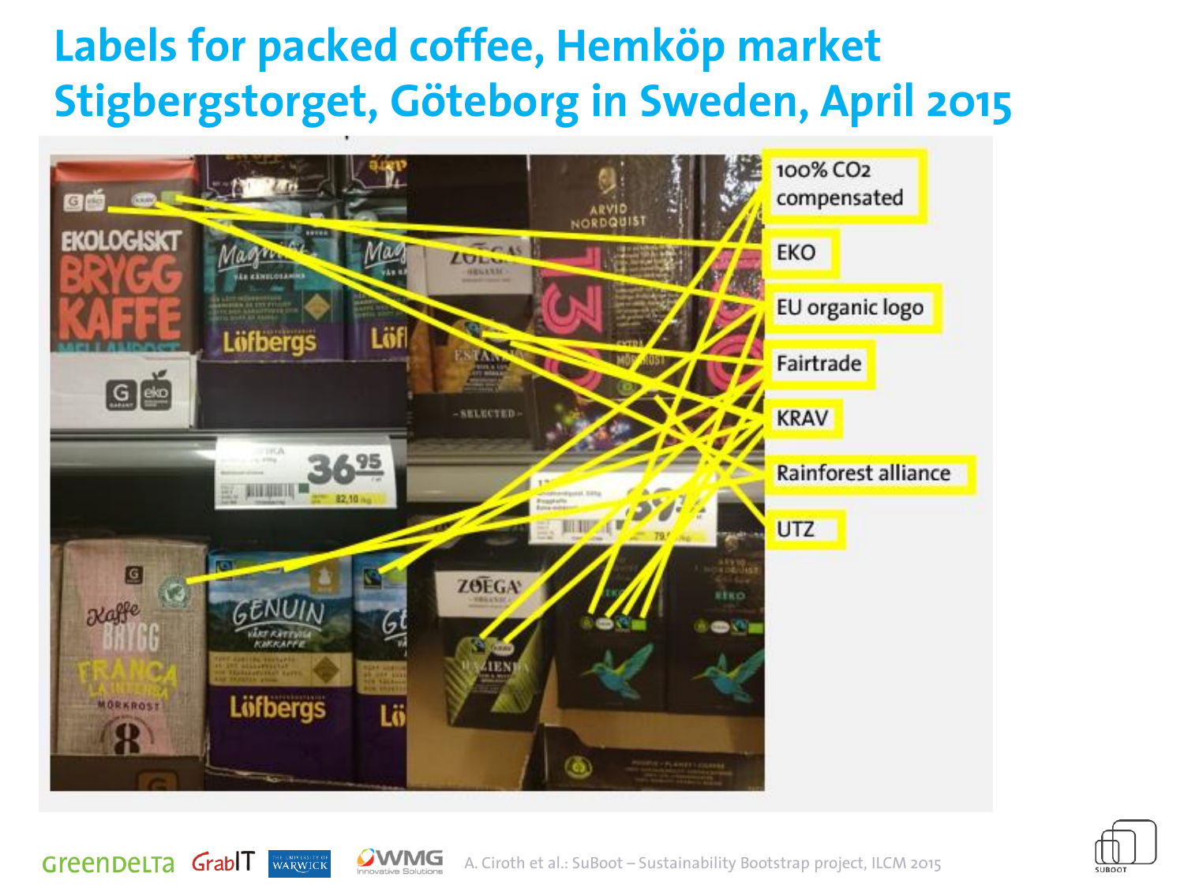# Labels for packed coffee, Hemköp market Stigbergstorget, Göteborg in Sweden, April 2015

- 100% $CO_2$ compensated
- EKO
- EU organic logo
- Fairtrade
- KRAV
- Rainforest alliance
- UTZ

A. Ciroth et al.: SuBoot – Sustainability Bootstrap project, ILCM 2015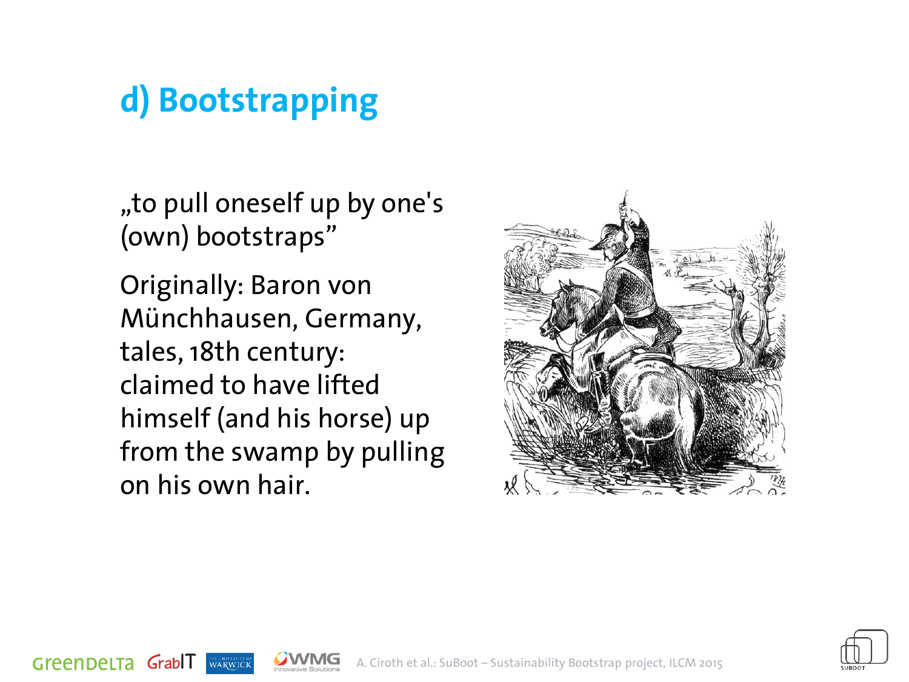## d) Bootstrapping

„to pull oneself up by one's (own) bootstraps"

Originally: Baron von Münchhausen, Germany, tales, 18th century: claimed to have lifted himself (and his horse) up from the swamp by pulling on his own hair.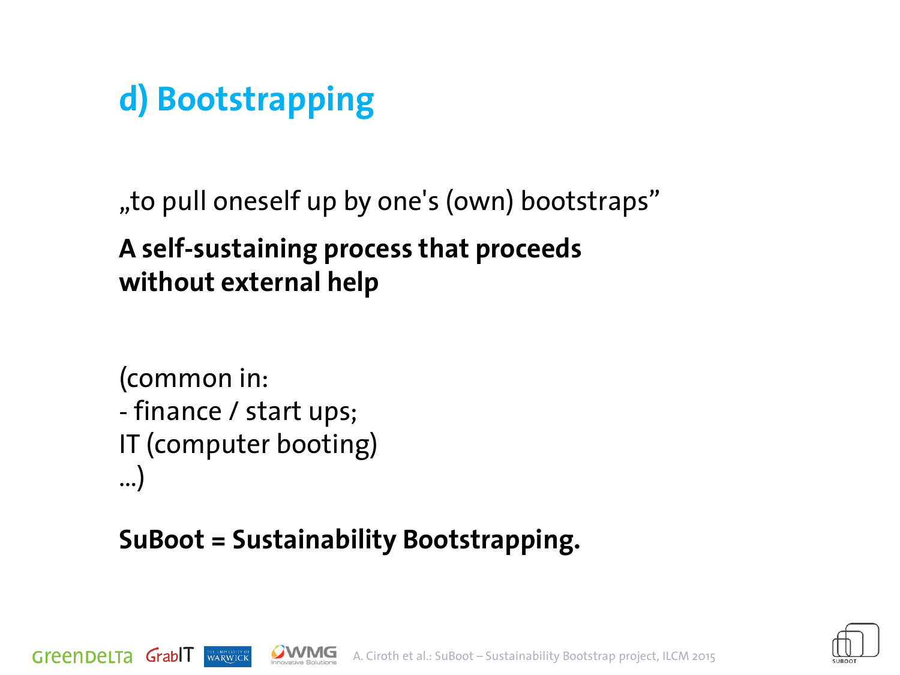# d) Bootstrapping

„to pull oneself up by one's (own) bootstraps"

**A self-sustaining process that proceeds without external help**

(common in:
- finance / start ups;
IT (computer booting)
...)

**SuBoot = Sustainability Bootstrapping.**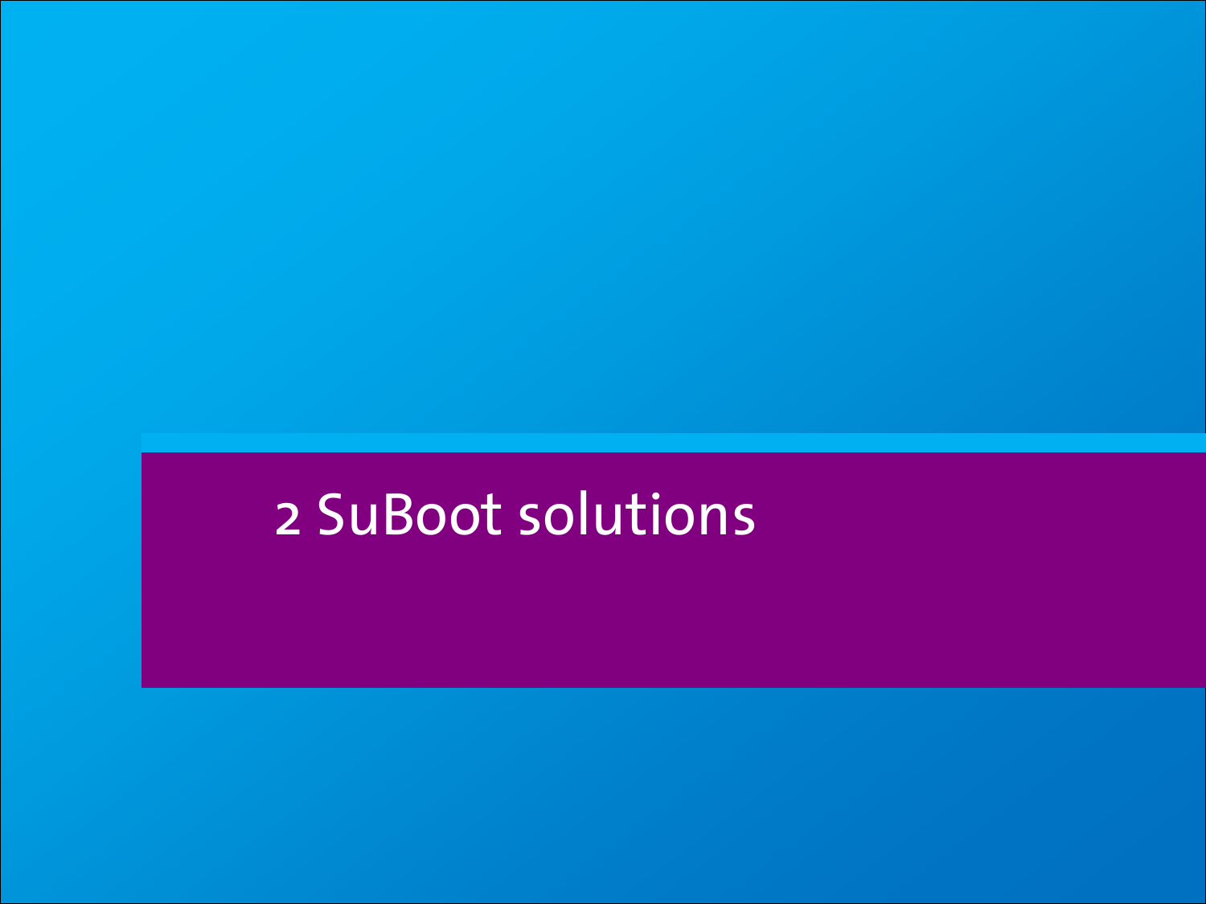# 2 SuBoot solutions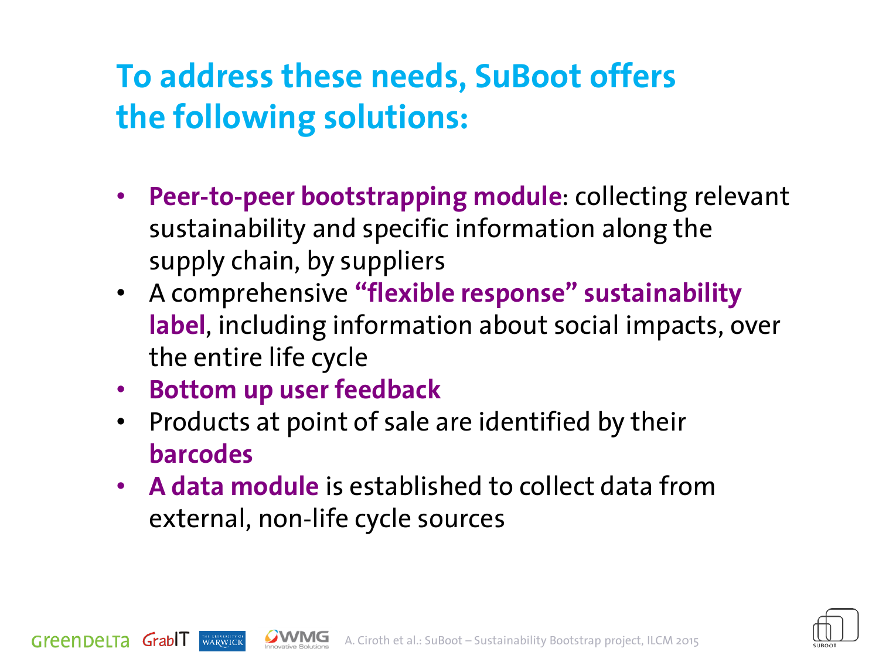# To address these needs, SuBoot offers the following solutions:

- **Peer-to-peer bootstrapping module**: collecting relevant sustainability and specific information along the supply chain, by suppliers
- A comprehensive **"flexible response" sustainability label**, including information about social impacts, over the entire life cycle
- **Bottom up user feedback**
- Products at point of sale are identified by their **barcodes**
- **A data module** is established to collect data from external, non-life cycle sources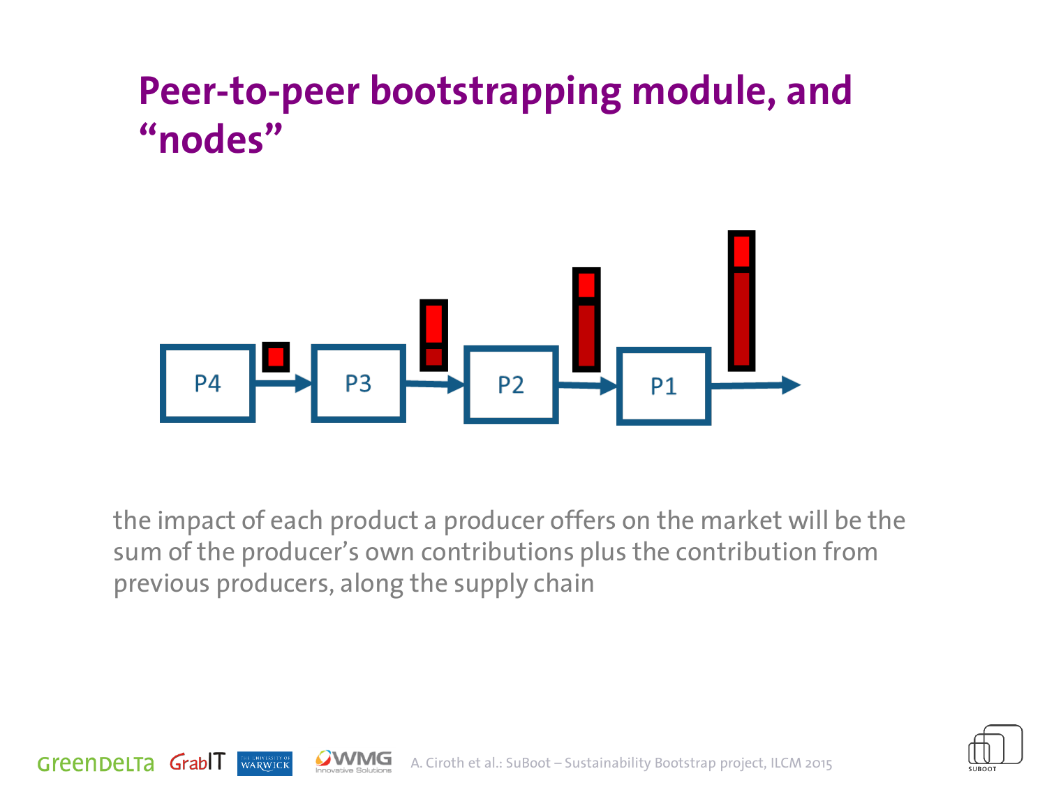# Peer-to-peer bootstrapping module, and "nodes"

P4 → P3 → P2 → P1 →

the impact of each product a producer offers on the market will be the sum of the producer's own contributions plus the contribution from previous producers, along the supply chain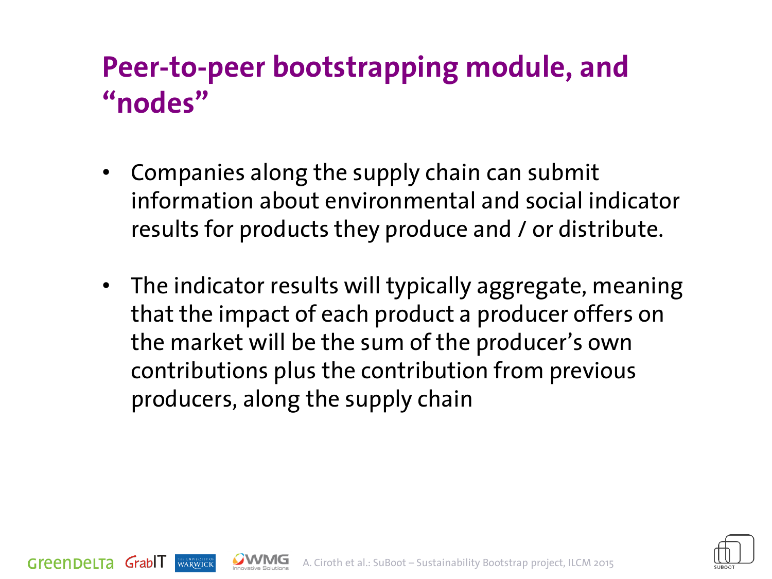# Peer-to-peer bootstrapping module, and "nodes"

- Companies along the supply chain can submit information about environmental and social indicator results for products they produce and / or distribute.
- The indicator results will typically aggregate, meaning that the impact of each product a producer offers on the market will be the sum of the producer's own contributions plus the contribution from previous producers, along the supply chain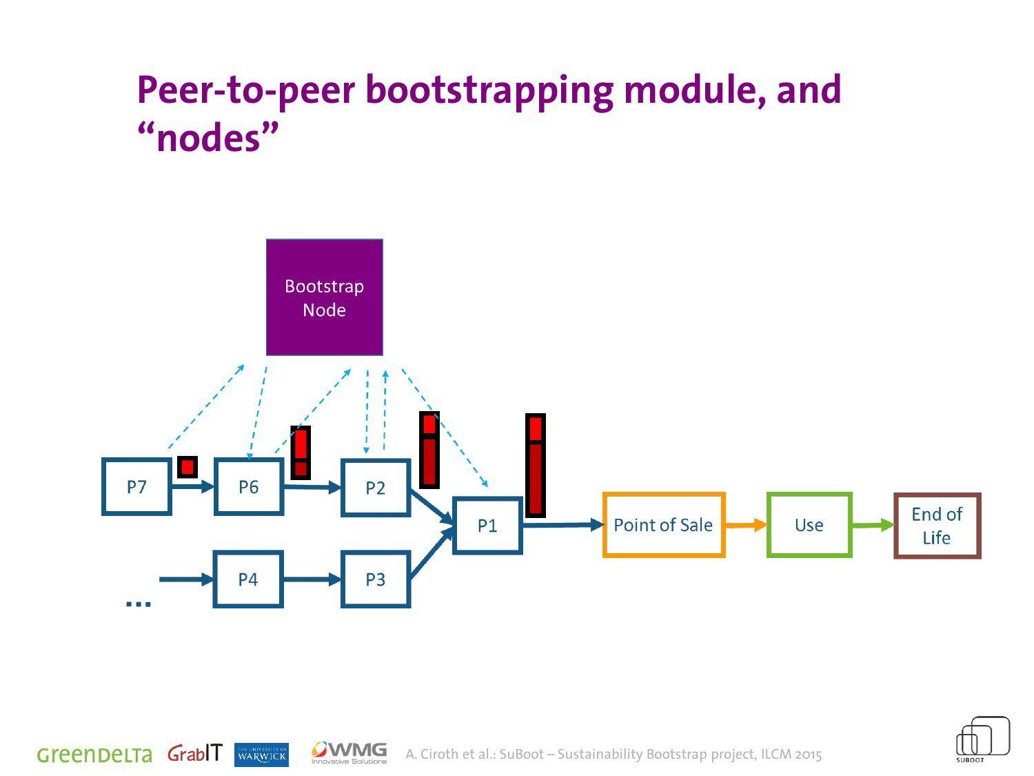# Peer-to-peer bootstrapping module, and "nodes"

Bootstrap Node

P7

P6

P2

P1

P4

P3

...

Point of Sale

Use

End of Life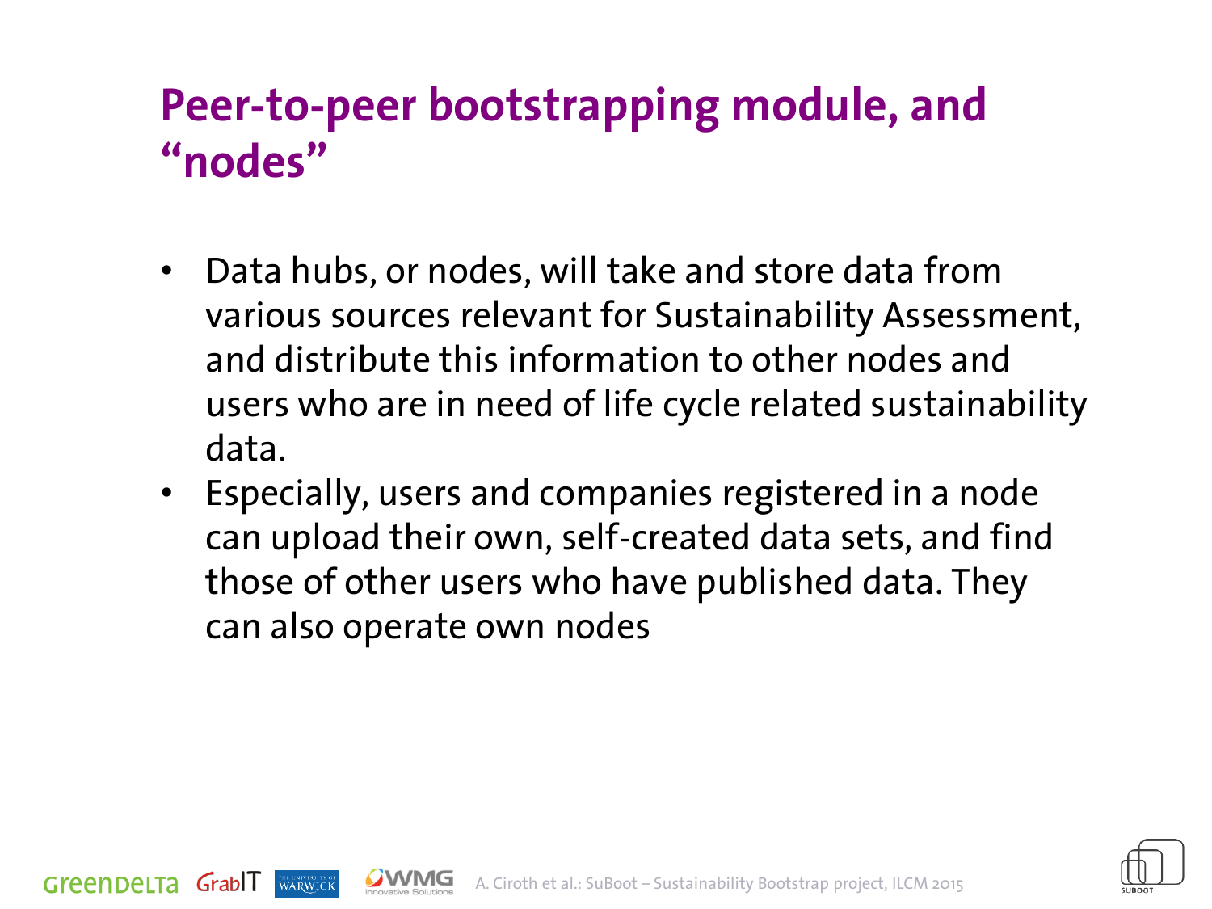# Peer-to-peer bootstrapping module, and "nodes"

- Data hubs, or nodes, will take and store data from various sources relevant for Sustainability Assessment, and distribute this information to other nodes and users who are in need of life cycle related sustainability data.
- Especially, users and companies registered in a node can upload their own, self-created data sets, and find those of other users who have published data. They can also operate own nodes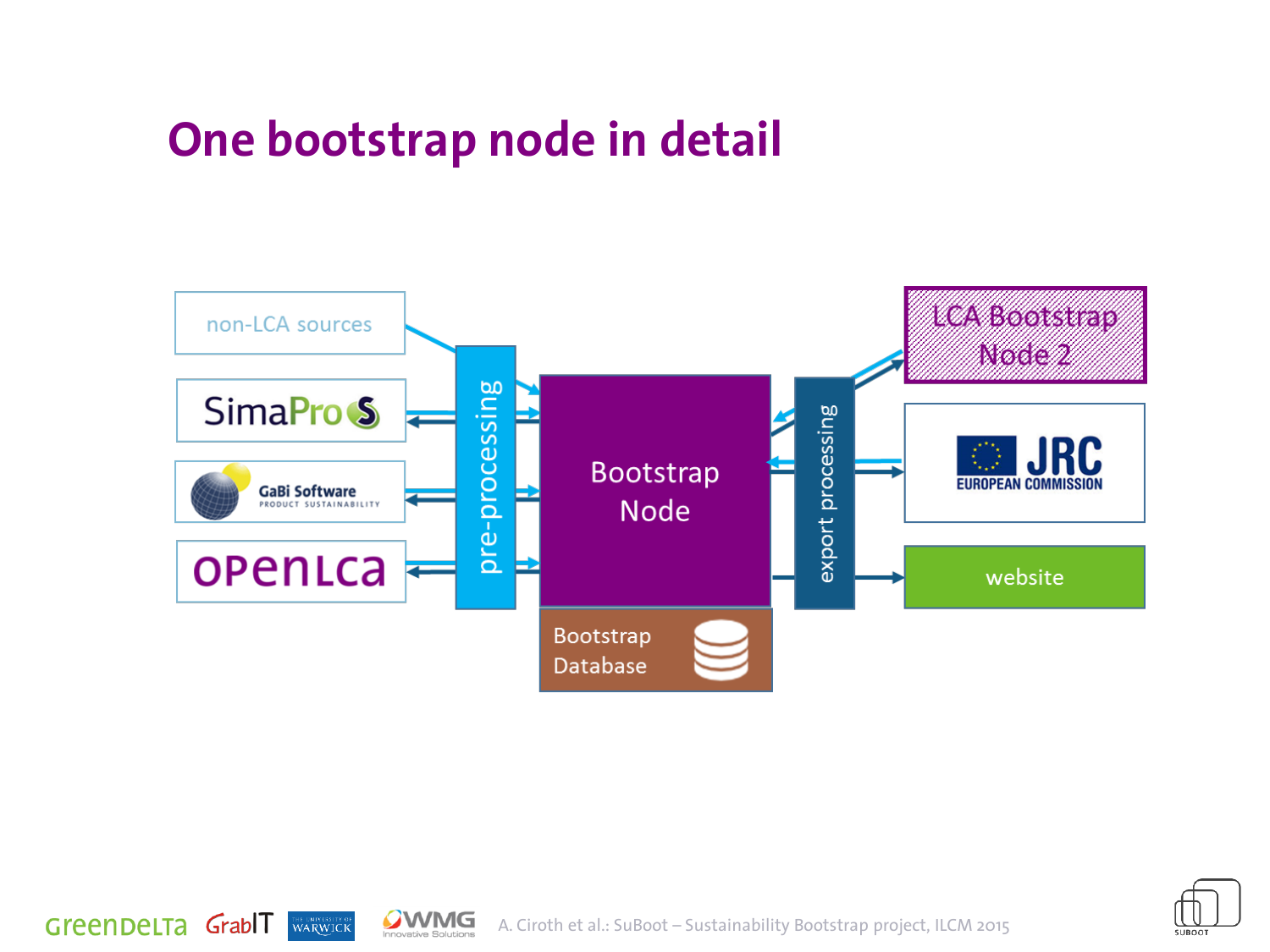# One bootstrap node in detail

non-LCA sources

SimaPro

GaBi Software PRODUCT SUSTAINABILITY

openLCA

pre-processing

Bootstrap Node

Bootstrap Database

export processing

LCA Bootstrap Node 2

JRC EUROPEAN COMMISSION

website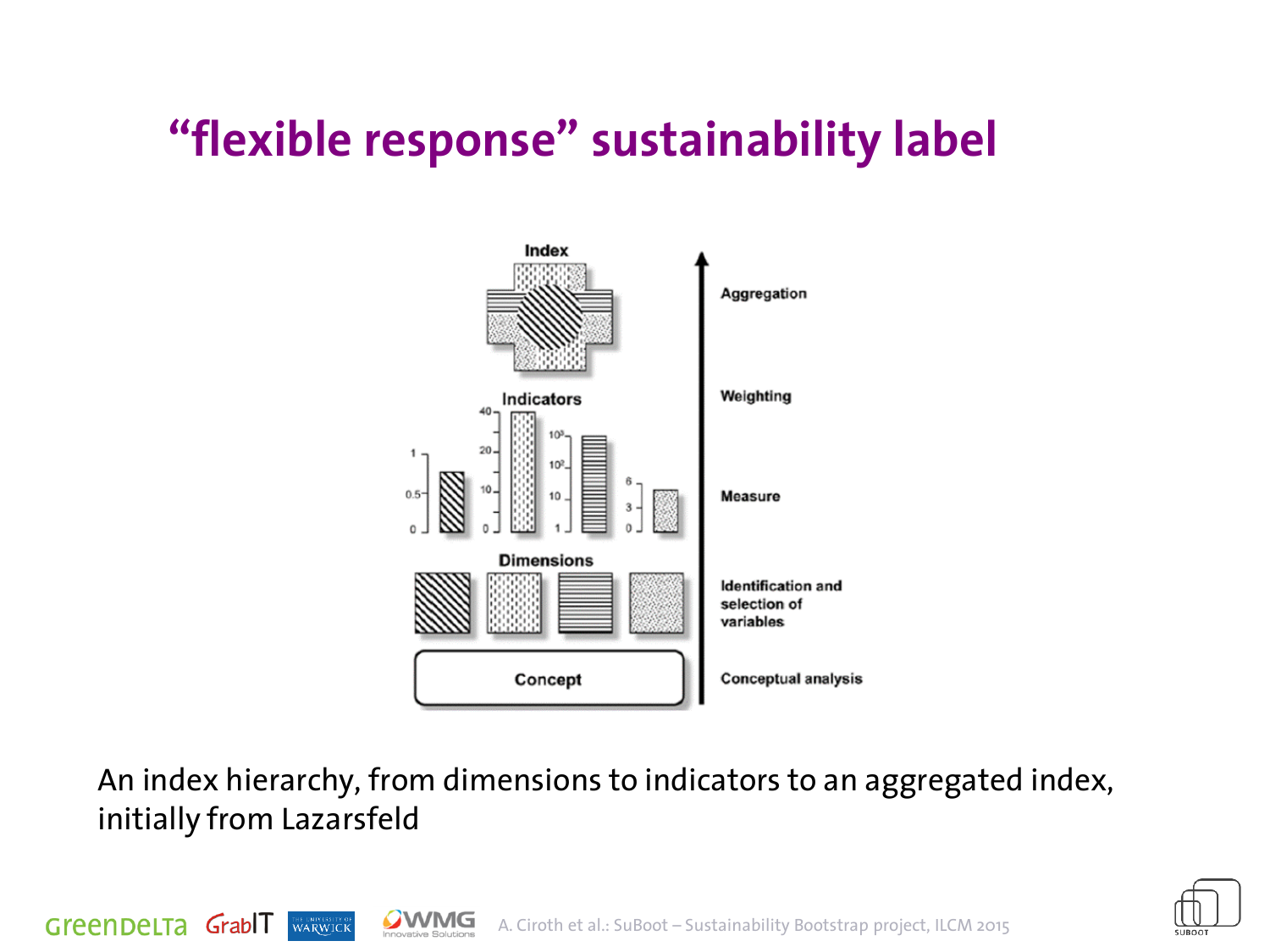# “flexible response” sustainability label

Index

Indicators

Dimensions

Concept

Aggregation

Weighting

Measure

Identification and selection of variables

Conceptual analysis

An index hierarchy, from dimensions to indicators to an aggregated index, initially from Lazarsfeld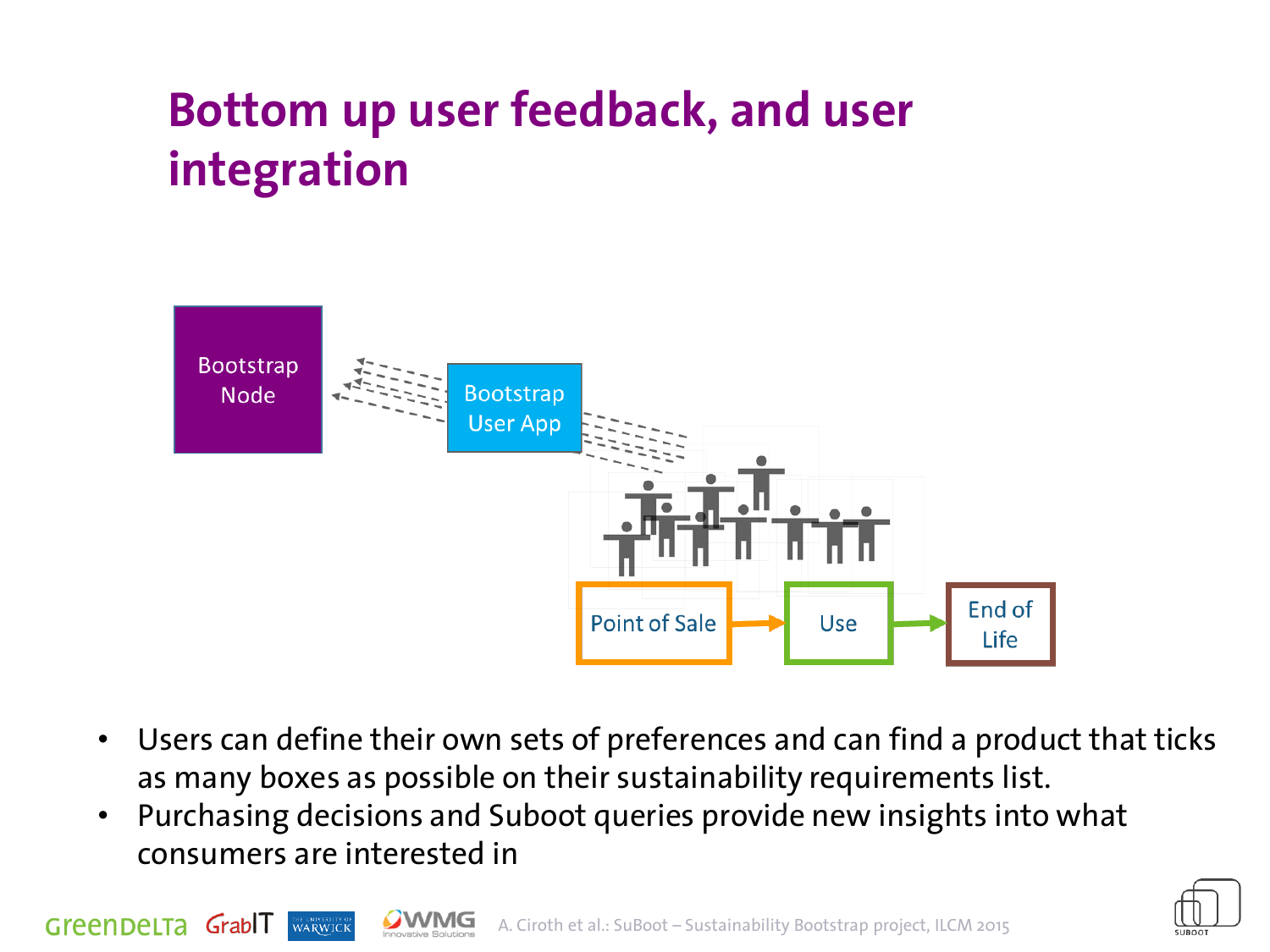# Bottom up user feedback, and user integration

Bootstrap Node

Bootstrap User App

Point of Sale

Use

End of Life

- Users can define their own sets of preferences and can find a product that ticks as many boxes as possible on their sustainability requirements list.
- Purchasing decisions and Suboot queries provide new insights into what consumers are interested in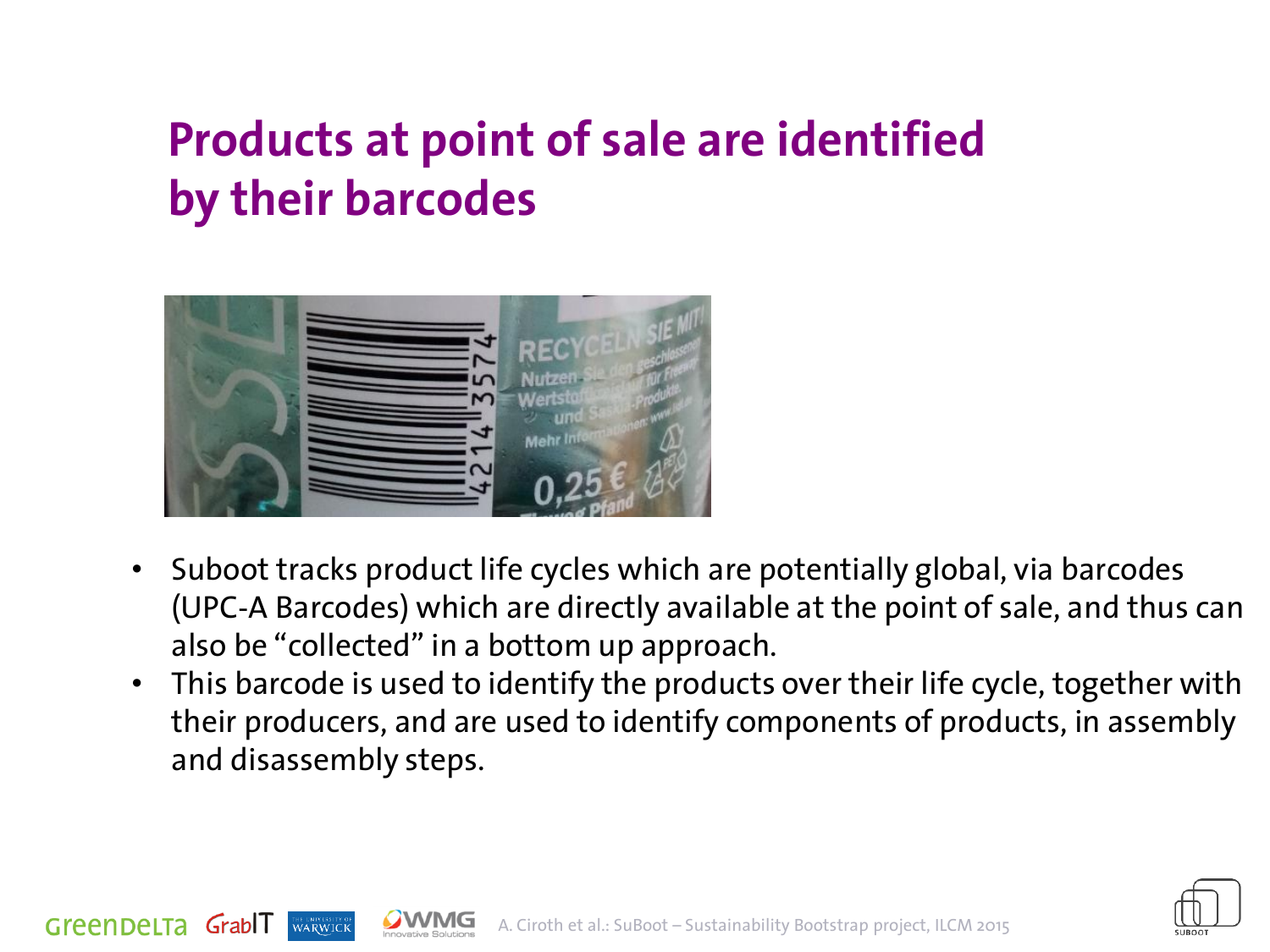# Products at point of sale are identified by their barcodes

- Suboot tracks product life cycles which are potentially global, via barcodes (UPC-A Barcodes) which are directly available at the point of sale, and thus can also be "collected" in a bottom up approach.
- This barcode is used to identify the products over their life cycle, together with their producers, and are used to identify components of products, in assembly and disassembly steps.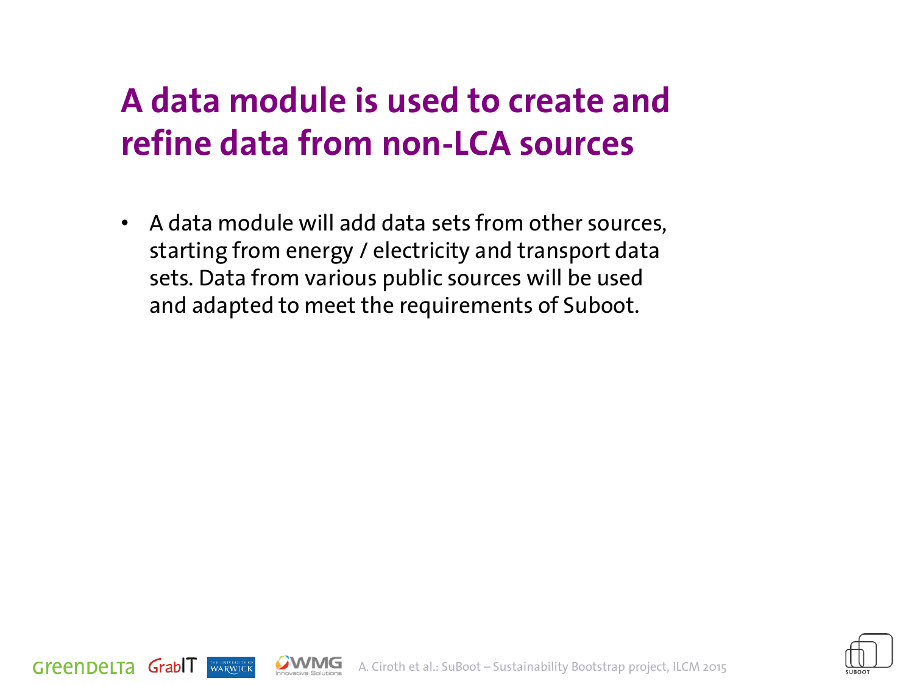# A data module is used to create and refine data from non-LCA sources

- A data module will add data sets from other sources, starting from energy / electricity and transport data sets. Data from various public sources will be used and adapted to meet the requirements of Suboot.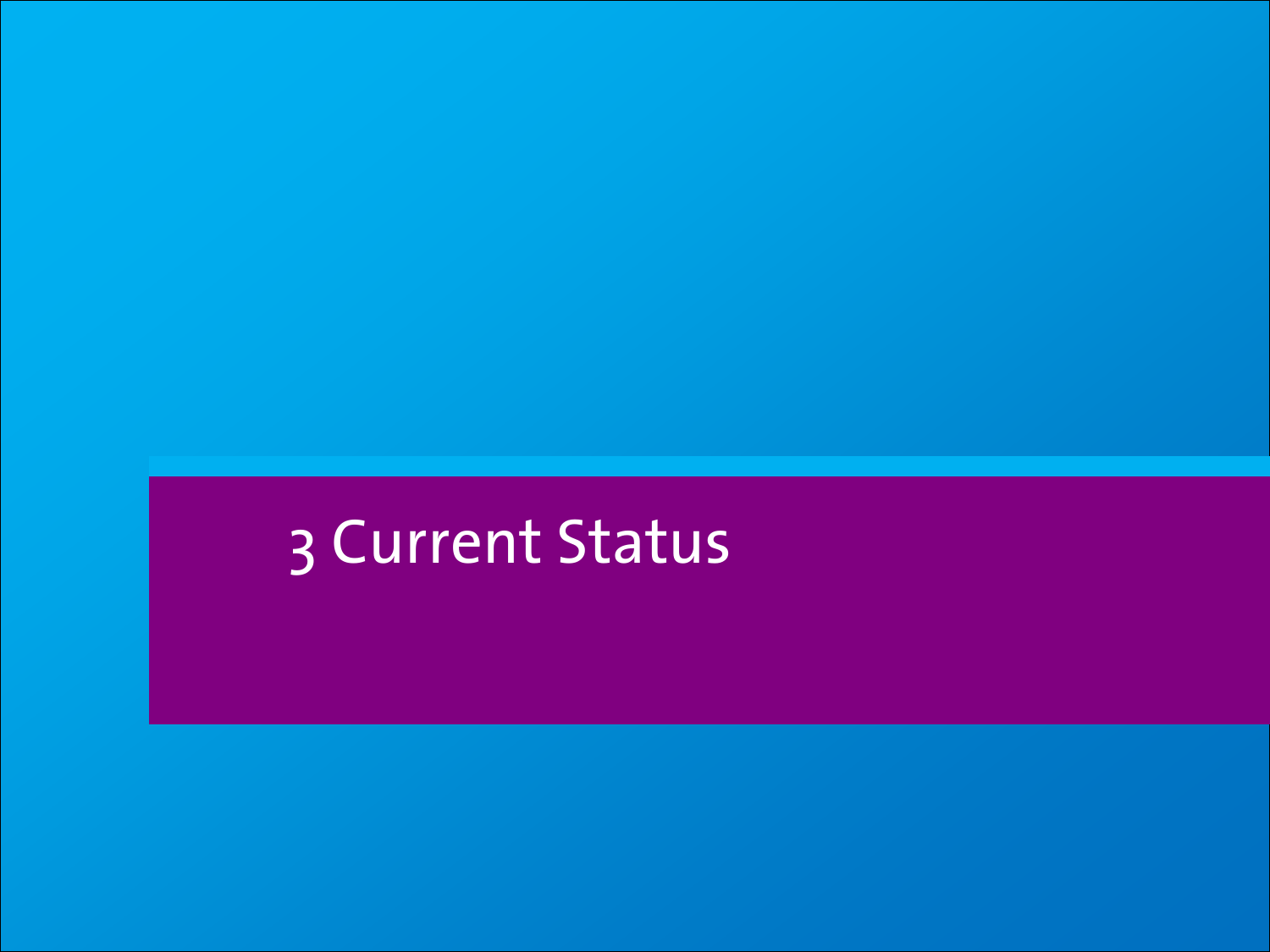# 3 Current Status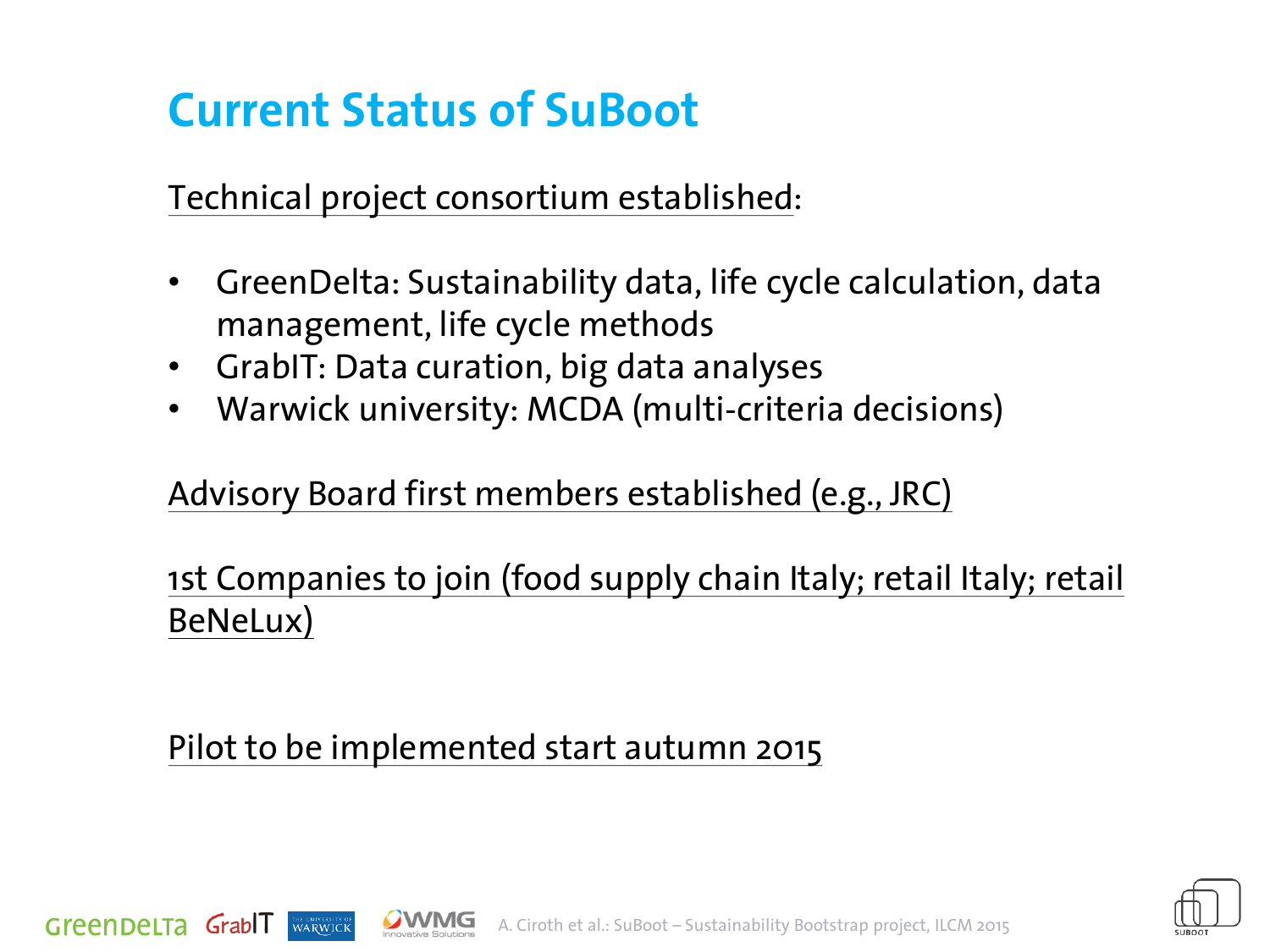# Current Status of SuBoot

Technical project consortium established:

- GreenDelta: Sustainability data, life cycle calculation, data management, life cycle methods
- GrabIT: Data curation, big data analyses
- Warwick university: MCDA (multi-criteria decisions)

Advisory Board first members established (e.g., JRC)

1st Companies to join (food supply chain Italy; retail Italy; retail BeNeLux)

Pilot to be implemented start autumn 2015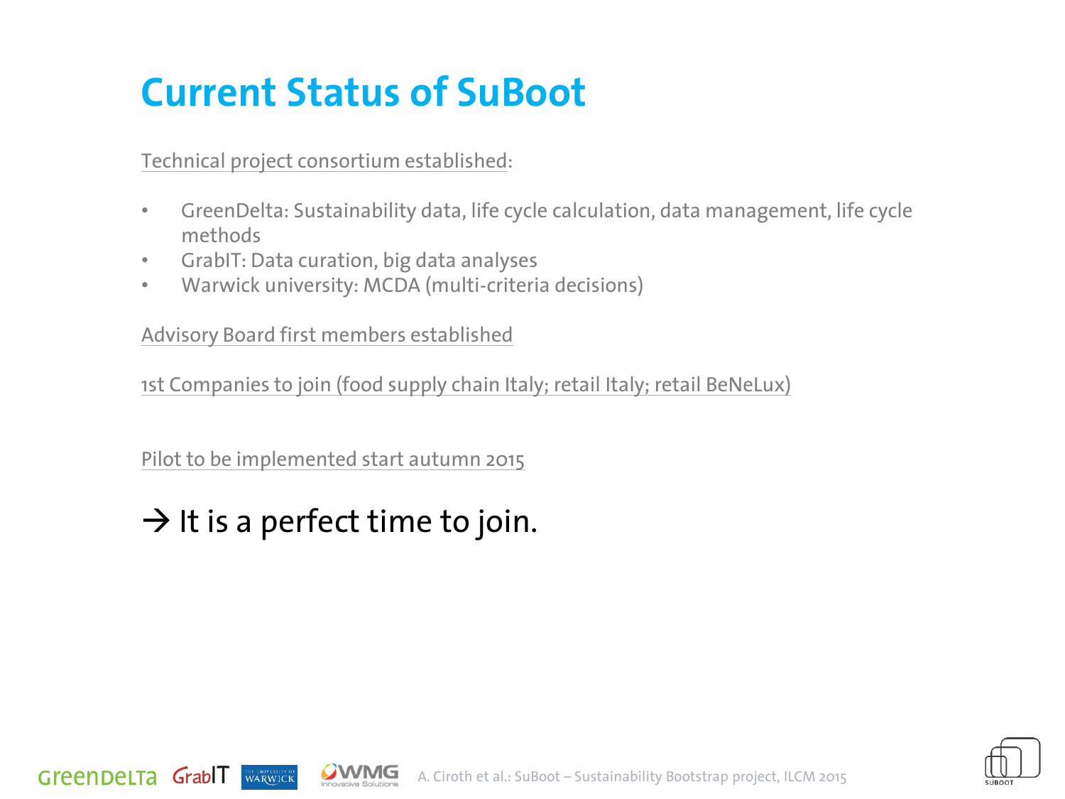# Current Status of SuBoot

Technical project consortium established:

- GreenDelta: Sustainability data, life cycle calculation, data management, life cycle methods
- GrabIT: Data curation, big data analyses
- Warwick university: MCDA (multi-criteria decisions)

Advisory Board first members established

1st Companies to join (food supply chain Italy; retail Italy; retail BeNeLux)

Pilot to be implemented start autumn 2015

→ It is a perfect time to join.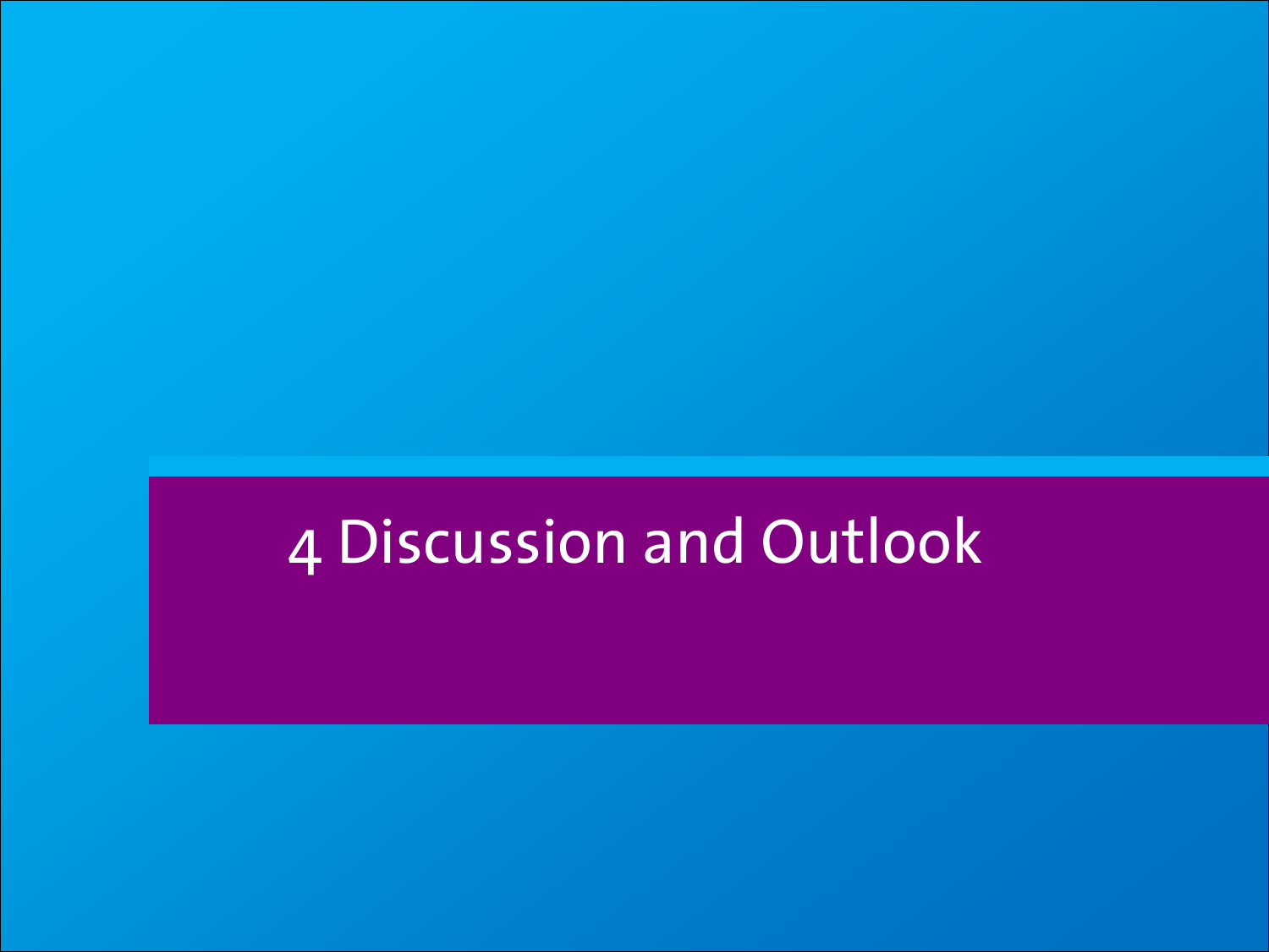# 4 Discussion and Outlook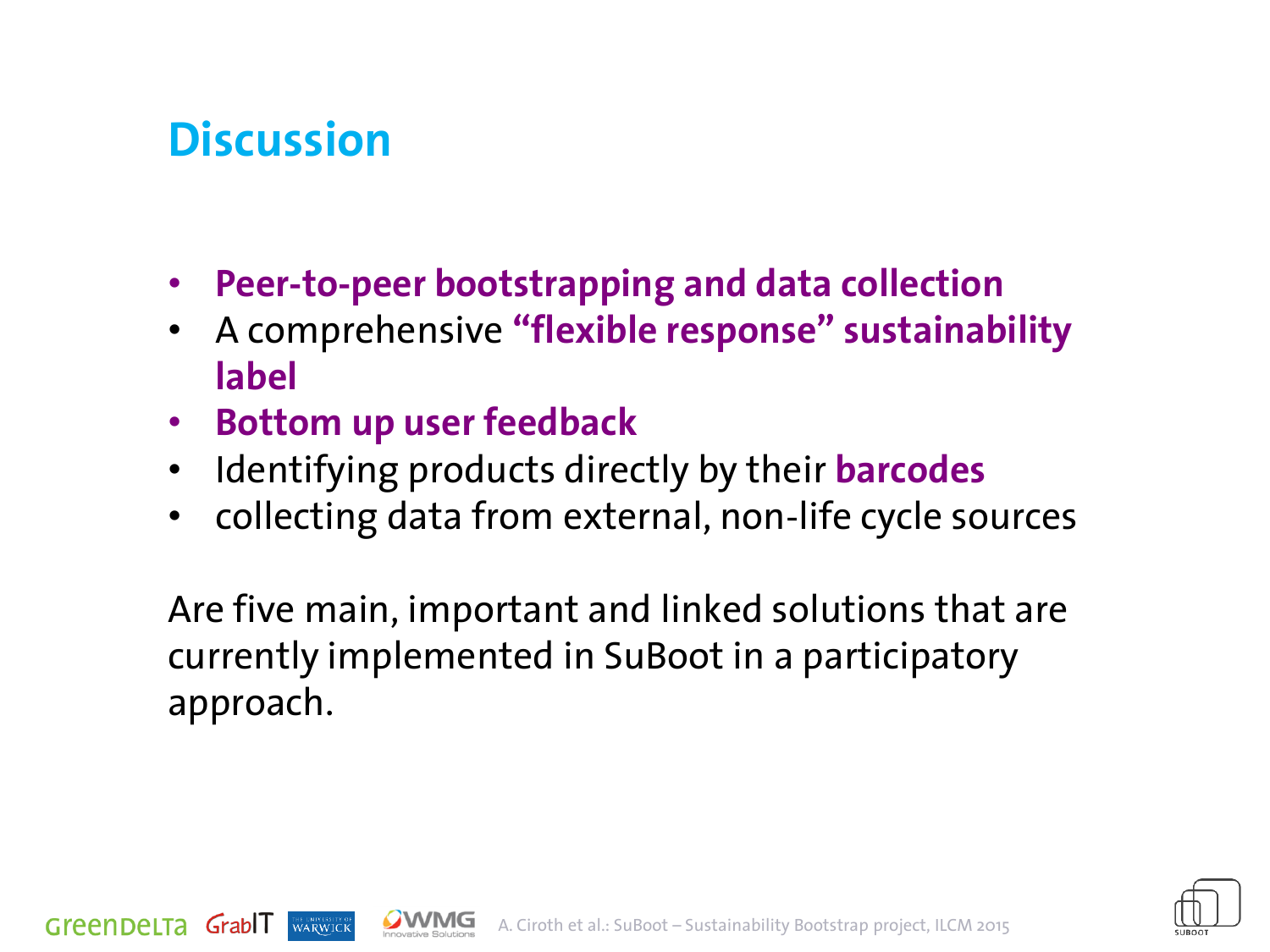# Discussion

- **Peer-to-peer bootstrapping and data collection**
- A comprehensive **“flexible response” sustainability label**
- **Bottom up user feedback**
- Identifying products directly by their **barcodes**
- collecting data from external, non-life cycle sources

Are five main, important and linked solutions that are currently implemented in SuBoot in a participatory approach.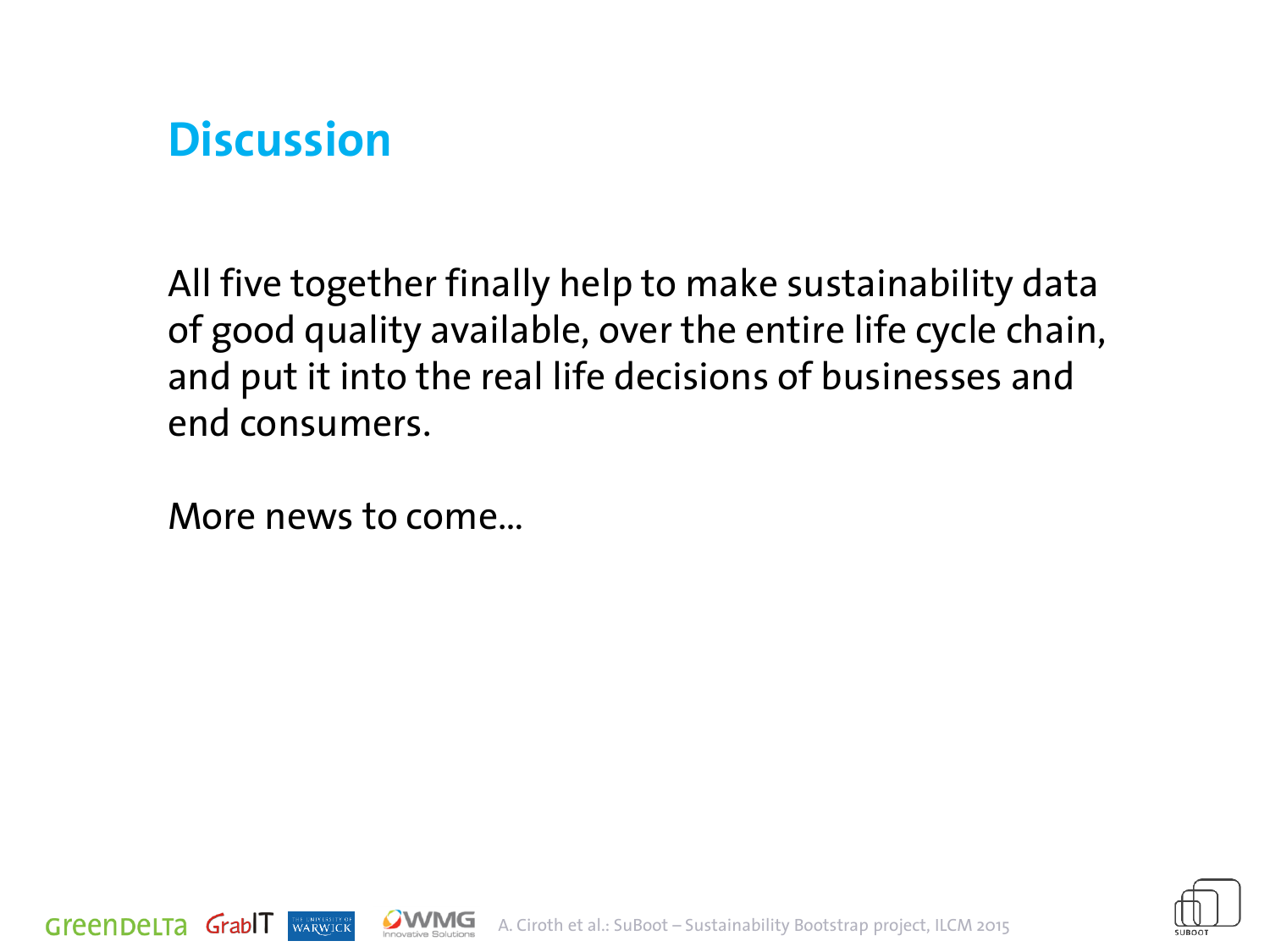# Discussion

All five together finally help to make sustainability data of good quality available, over the entire life cycle chain, and put it into the real life decisions of businesses and end consumers.

More news to come...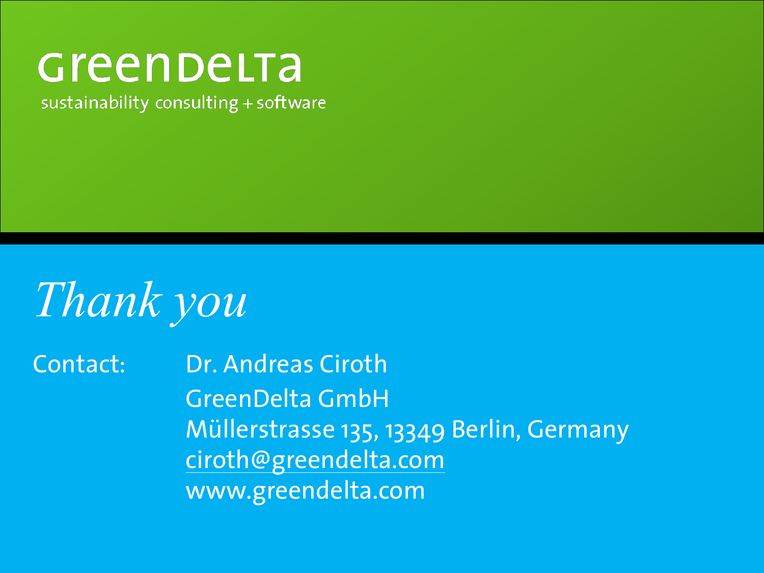GreenDelta

sustainability consulting + software

# *Thank you*

Contact: Dr. Andreas Ciroth

GreenDelta GmbH

Müllerstrasse 135, 13349 Berlin, Germany

ciroth@greendelta.com

www.greendelta.com